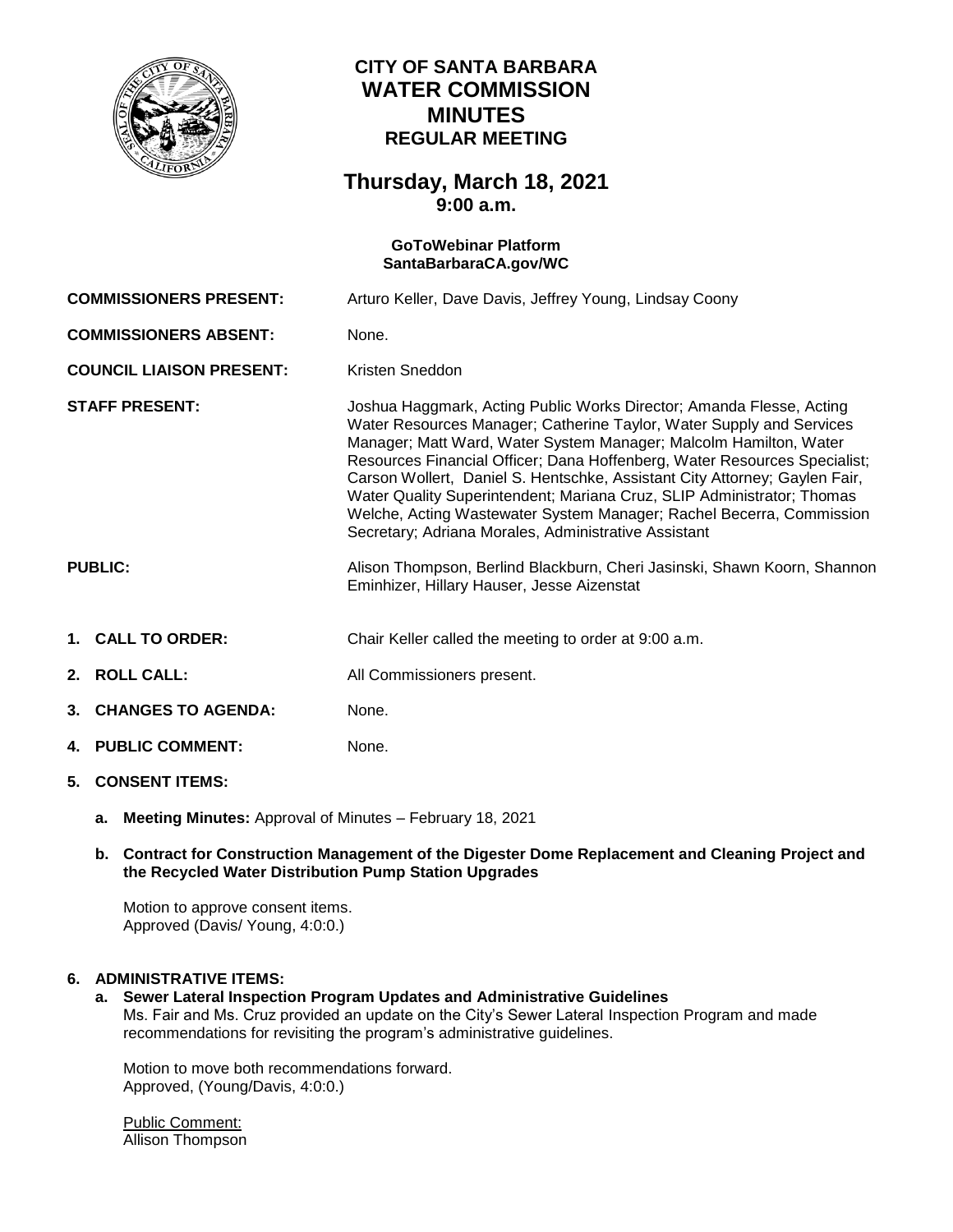# CITY OF SANTA BARBARA
# WATER COMMISSION
# MINUTES
## REGULAR MEETING

## Thursday, March 18, 2021
### 9:00 a.m.

**GoToWebinar Platform**
**SantaBarbaraCA.gov/WC**

**COMMISSIONERS PRESENT:** Arturo Keller, Dave Davis, Jeffrey Young, Lindsay Coony

**COMMISSIONERS ABSENT:** None.

**COUNCIL LIAISON PRESENT:** Kristen Sneddon

**STAFF PRESENT:** Joshua Haggmark, Acting Public Works Director; Amanda Flesse, Acting Water Resources Manager; Catherine Taylor, Water Supply and Services Manager; Matt Ward, Water System Manager; Malcolm Hamilton, Water Resources Financial Officer; Dana Hoffenberg, Water Resources Specialist; Carson Wollert, Daniel S. Hentschke, Assistant City Attorney; Gaylen Fair, Water Quality Superintendent; Mariana Cruz, SLIP Administrator; Thomas Welche, Acting Wastewater System Manager; Rachel Becerra, Commission Secretary; Adriana Morales, Administrative Assistant

**PUBLIC:** Alison Thompson, Berlind Blackburn, Cheri Jasinski, Shawn Koorn, Shannon Eminhizer, Hillary Hauser, Jesse Aizenstat

1. **CALL TO ORDER:** Chair Keller called the meeting to order at 9:00 a.m.

2. **ROLL CALL:** All Commissioners present.

3. **CHANGES TO AGENDA:** None.

4. **PUBLIC COMMENT:** None.

5. **CONSENT ITEMS:**

   a. **Meeting Minutes:** Approval of Minutes – February 18, 2021

   b. **Contract for Construction Management of the Digester Dome Replacement and Cleaning Project and the Recycled Water Distribution Pump Station Upgrades**

   Motion to approve consent items.
   Approved (Davis/ Young, 4:0:0.)

6. **ADMINISTRATIVE ITEMS:**

   a. **Sewer Lateral Inspection Program Updates and Administrative Guidelines**
   Ms. Fair and Ms. Cruz provided an update on the City's Sewer Lateral Inspection Program and made recommendations for revisiting the program's administrative guidelines.

   Motion to move both recommendations forward.
   Approved, (Young/Davis, 4:0:0.)

   Public Comment:
   Allison Thompson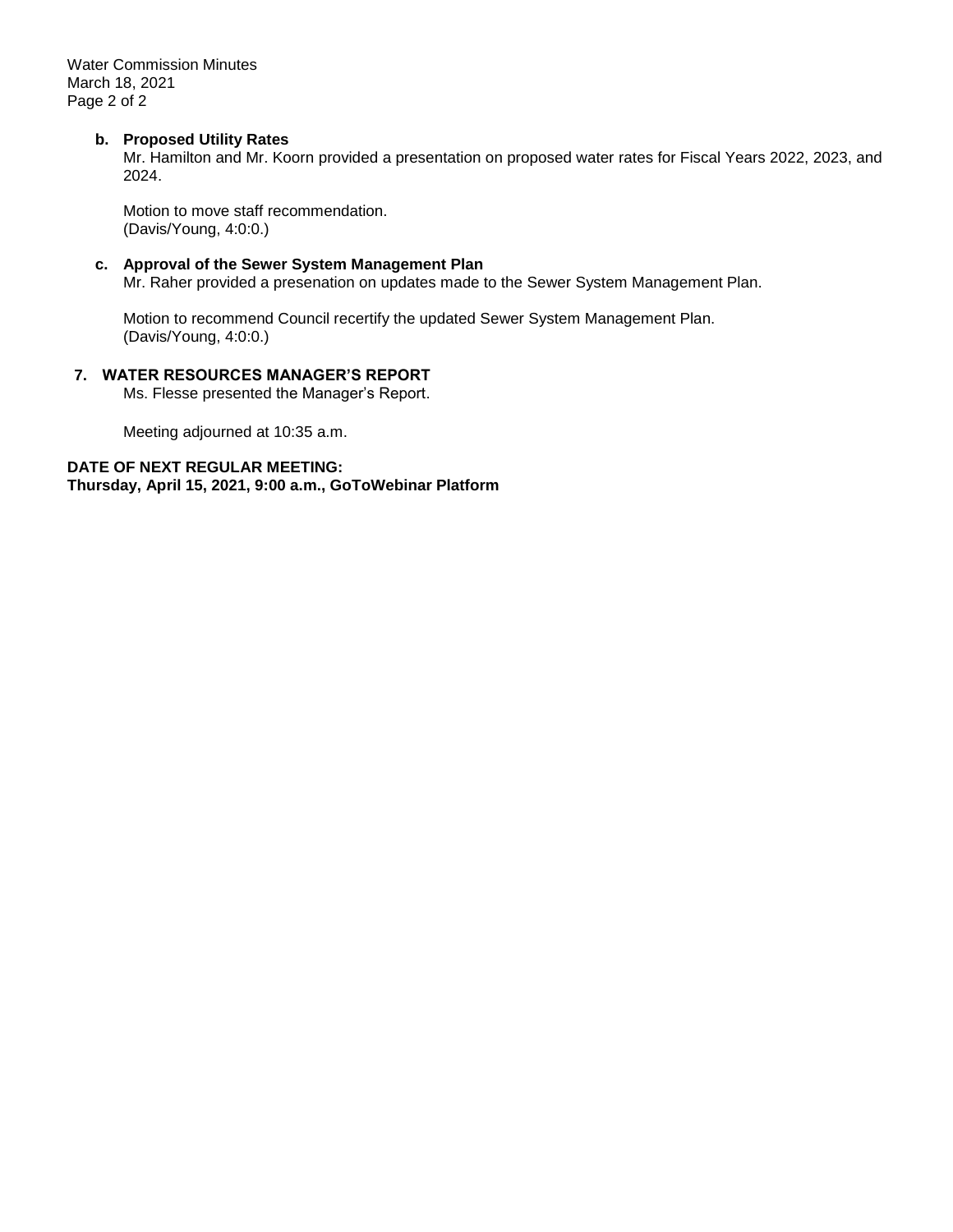**b. Proposed Utility Rates**

Mr. Hamilton and Mr. Koorn provided a presentation on proposed water rates for Fiscal Years 2022, 2023, and 2024.

Motion to move staff recommendation.
(Davis/Young, 4:0:0.)

**c. Approval of the Sewer System Management Plan**

Mr. Raher provided a presenation on updates made to the Sewer System Management Plan.

Motion to recommend Council recertify the updated Sewer System Management Plan.
(Davis/Young, 4:0:0.)

**7. WATER RESOURCES MANAGER'S REPORT**

Ms. Flesse presented the Manager's Report.

Meeting adjourned at 10:35 a.m.

**DATE OF NEXT REGULAR MEETING:**
**Thursday, April 15, 2021, 9:00 a.m., GoToWebinar Platform**